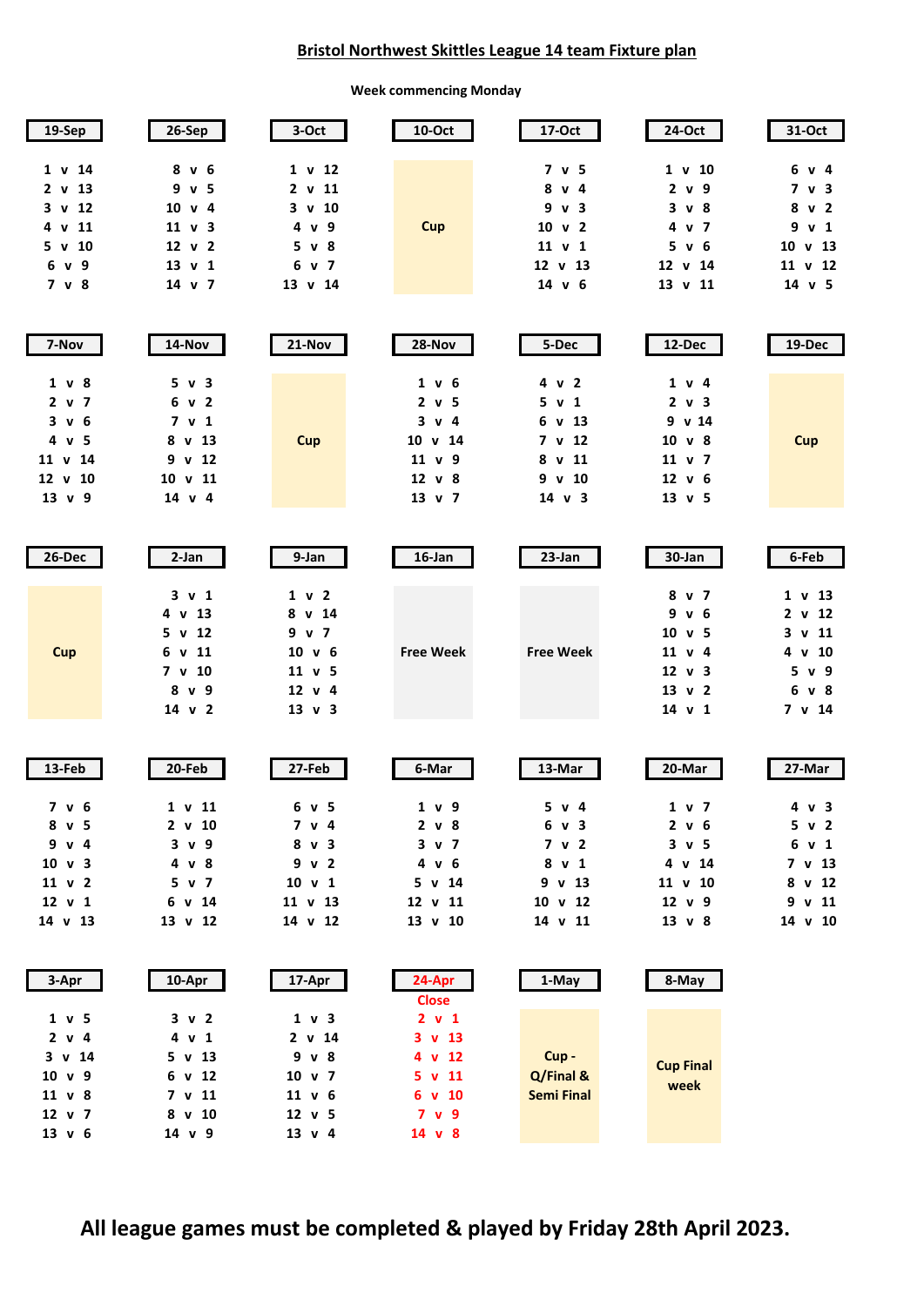# Bristol Northwest Skittles League 14 team Fixture plan

Week commencing Monday

| 19-Sep | 26-Sep | 3-Oct | 10-Oct | 17-Oct | 24-Oct | 31-Oct |
|---|---|---|---|---|---|---|
| 1 v 14 | 8 v 6 | 1 v 12 | Cup | 7 v 5 | 1 v 10 | 6 v 4 |
| 2 v 13 | 9 v 5 | 2 v 11 | | 8 v 4 | 2 v 9 | 7 v 3 |
| 3 v 12 | 10 v 4 | 3 v 10 | | 9 v 3 | 3 v 8 | 8 v 2 |
| 4 v 11 | 11 v 3 | 4 v 9 | | 10 v 2 | 4 v 7 | 9 v 1 |
| 5 v 10 | 12 v 2 | 5 v 8 | | 11 v 1 | 5 v 6 | 10 v 13 |
| 6 v 9 | 13 v 1 | 6 v 7 | | 12 v 13 | 12 v 14 | 11 v 12 |
| 7 v 8 | 14 v 7 | 13 v 14 | | 14 v 6 | 13 v 11 | 14 v 5 |

| 7-Nov | 14-Nov | 21-Nov | 28-Nov | 5-Dec | 12-Dec | 19-Dec |
|---|---|---|---|---|---|---|
| 1 v 8 | 5 v 3 | Cup | 1 v 6 | 4 v 2 | 1 v 4 | Cup |
| 2 v 7 | 6 v 2 | | 2 v 5 | 5 v 1 | 2 v 3 | |
| 3 v 6 | 7 v 1 | | 3 v 4 | 6 v 13 | 9 v 14 | |
| 4 v 5 | 8 v 13 | | 10 v 14 | 7 v 12 | 10 v 8 | |
| 11 v 14 | 9 v 12 | | 11 v 9 | 8 v 11 | 11 v 7 | |
| 12 v 10 | 10 v 11 | | 12 v 8 | 9 v 10 | 12 v 6 | |
| 13 v 9 | 14 v 4 | | 13 v 7 | 14 v 3 | 13 v 5 | |

| 26-Dec | 2-Jan | 9-Jan | 16-Jan | 23-Jan | 30-Jan | 6-Feb |
|---|---|---|---|---|---|---|
| Cup | 3 v 1 | 1 v 2 | Free Week | Free Week | 8 v 7 | 1 v 13 |
| | 4 v 13 | 8 v 14 | | | 9 v 6 | 2 v 12 |
| | 5 v 12 | 9 v 7 | | | 10 v 5 | 3 v 11 |
| | 6 v 11 | 10 v 6 | | | 11 v 4 | 4 v 10 |
| | 7 v 10 | 11 v 5 | | | 12 v 3 | 5 v 9 |
| | 8 v 9 | 12 v 4 | | | 13 v 2 | 6 v 8 |
| | 14 v 2 | 13 v 3 | | | 14 v 1 | 7 v 14 |

| 13-Feb | 20-Feb | 27-Feb | 6-Mar | 13-Mar | 20-Mar | 27-Mar |
|---|---|---|---|---|---|---|
| 7 v 6 | 1 v 11 | 6 v 5 | 1 v 9 | 5 v 4 | 1 v 7 | 4 v 3 |
| 8 v 5 | 2 v 10 | 7 v 4 | 2 v 8 | 6 v 3 | 2 v 6 | 5 v 2 |
| 9 v 4 | 3 v 9 | 8 v 3 | 3 v 7 | 7 v 2 | 3 v 5 | 6 v 1 |
| 10 v 3 | 4 v 8 | 9 v 2 | 4 v 6 | 8 v 1 | 4 v 14 | 7 v 13 |
| 11 v 2 | 5 v 7 | 10 v 1 | 5 v 14 | 9 v 13 | 11 v 10 | 8 v 12 |
| 12 v 1 | 6 v 14 | 11 v 13 | 12 v 11 | 10 v 12 | 12 v 9 | 9 v 11 |
| 14 v 13 | 13 v 12 | 14 v 12 | 13 v 10 | 14 v 11 | 13 v 8 | 14 v 10 |

| 3-Apr | 10-Apr | 17-Apr | 24-Apr Close | 1-May | 8-May |
|---|---|---|---|---|---|
| 1 v 5 | 3 v 2 | 1 v 3 | 2 v 1 | Cup - Q/Final & Semi Final | Cup Final week |
| 2 v 4 | 4 v 1 | 2 v 14 | 3 v 13 | | |
| 3 v 14 | 5 v 13 | 9 v 8 | 4 v 12 | | |
| 10 v 9 | 6 v 12 | 10 v 7 | 5 v 11 | | |
| 11 v 8 | 7 v 11 | 11 v 6 | 6 v 10 | | |
| 12 v 7 | 8 v 10 | 12 v 5 | 7 v 9 | | |
| 13 v 6 | 14 v 9 | 13 v 4 | 14 v 8 | | |

**All league games must be completed & played by Friday 28th April 2023.**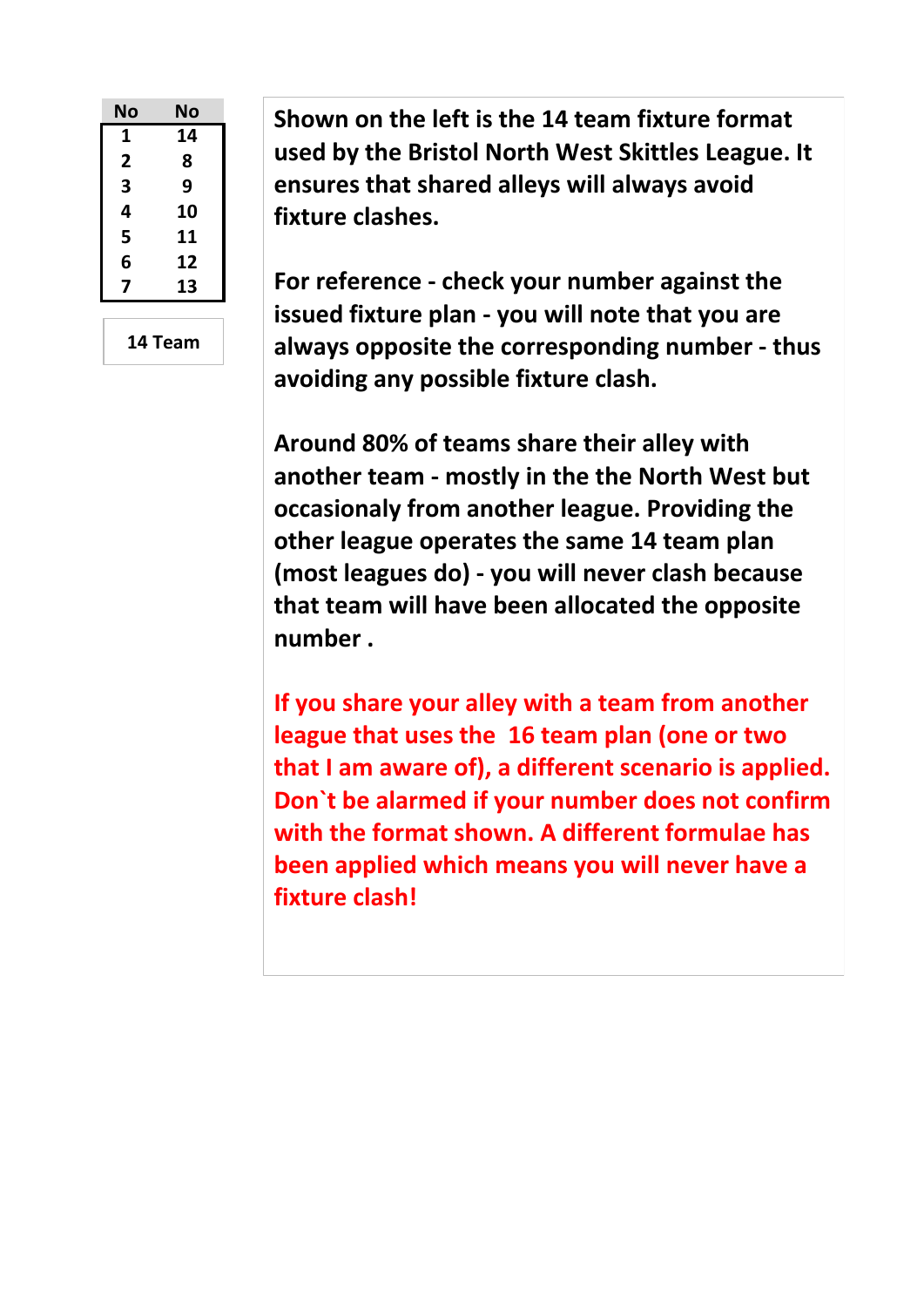| No | No |
|---|---|
| 1 | 14 |
| 2 | 8 |
| 3 | 9 |
| 4 | 10 |
| 5 | 11 |
| 6 | 12 |
| 7 | 13 |

14 Team

**Shown on the left is the 14 team fixture format used by the Bristol North West Skittles League. It ensures that shared alleys will always avoid fixture clashes.**

**For reference - check your number against the issued fixture plan - you will note that you are always opposite the corresponding number - thus avoiding any possible fixture clash.**

**Around 80% of teams share their alley with another team - mostly in the the North West but occasionaly from another league. Providing the other league operates the same 14 team plan (most leagues do) - you will never clash because that team will have been allocated the opposite number .**

**If you share your alley with a team from another league that uses the 16 team plan (one or two that I am aware of), a different scenario is applied. Don`t be alarmed if your number does not confirm with the format shown. A different formulae has been applied which means you will never have a fixture clash!**